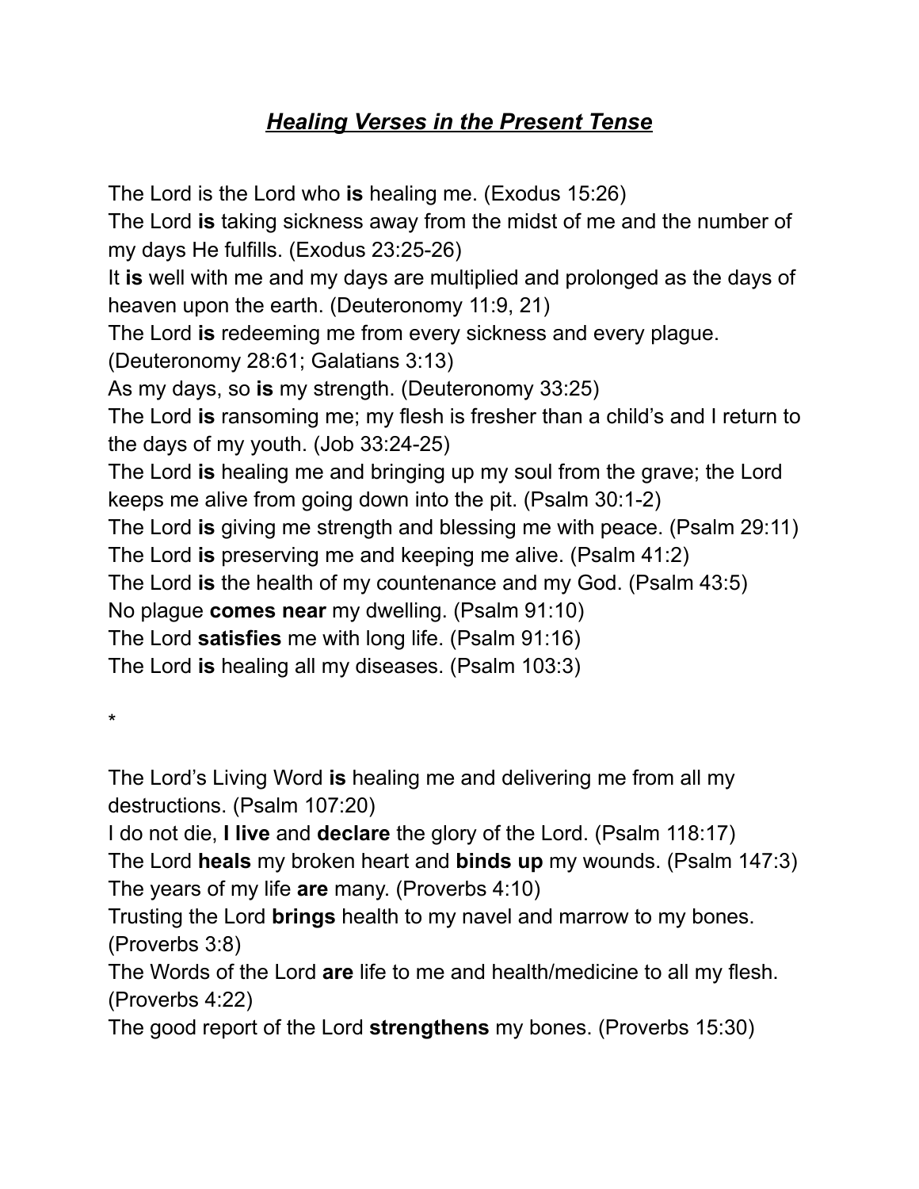# ***Healing Verses in the Present Tense***

The Lord is the Lord who **is** healing me. (Exodus 15:26)
The Lord **is** taking sickness away from the midst of me and the number of my days He fulfills. (Exodus 23:25-26)
It **is** well with me and my days are multiplied and prolonged as the days of heaven upon the earth. (Deuteronomy 11:9, 21)
The Lord **is** redeeming me from every sickness and every plague. (Deuteronomy 28:61; Galatians 3:13)
As my days, so **is** my strength. (Deuteronomy 33:25)
The Lord **is** ransoming me; my flesh is fresher than a child's and I return to the days of my youth. (Job 33:24-25)
The Lord **is** healing me and bringing up my soul from the grave; the Lord keeps me alive from going down into the pit. (Psalm 30:1-2)
The Lord **is** giving me strength and blessing me with peace. (Psalm 29:11)
The Lord **is** preserving me and keeping me alive. (Psalm 41:2)
The Lord **is** the health of my countenance and my God. (Psalm 43:5)
No plague **comes near** my dwelling. (Psalm 91:10)
The Lord **satisfies** me with long life. (Psalm 91:16)
The Lord **is** healing all my diseases. (Psalm 103:3)

*

The Lord's Living Word **is** healing me and delivering me from all my destructions. (Psalm 107:20)
I do not die, **I live** and **declare** the glory of the Lord. (Psalm 118:17)
The Lord **heals** my broken heart and **binds up** my wounds. (Psalm 147:3)
The years of my life **are** many. (Proverbs 4:10)
Trusting the Lord **brings** health to my navel and marrow to my bones. (Proverbs 3:8)
The Words of the Lord **are** life to me and health/medicine to all my flesh. (Proverbs 4:22)
The good report of the Lord **strengthens** my bones. (Proverbs 15:30)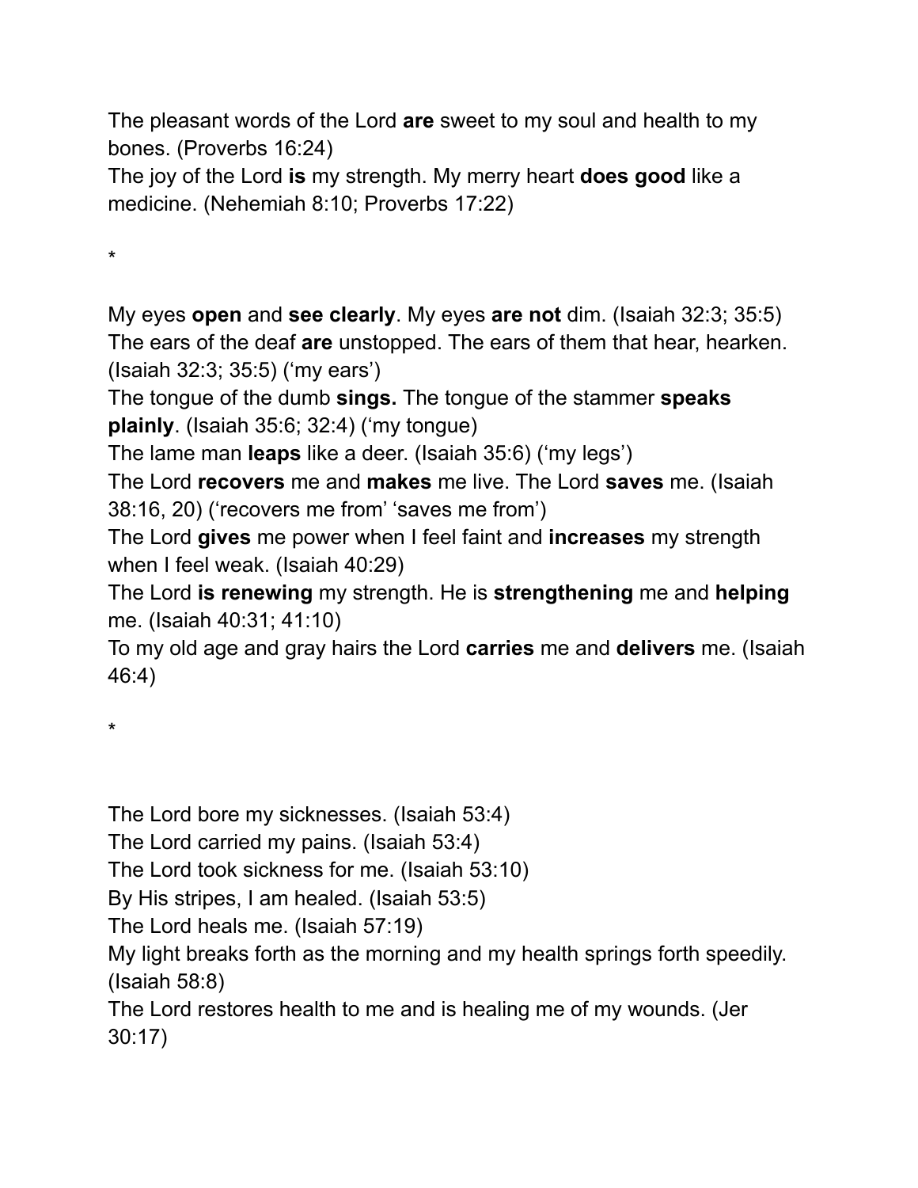The pleasant words of the Lord **are** sweet to my soul and health to my bones. (Proverbs 16:24)
The joy of the Lord **is** my strength. My merry heart **does good** like a medicine. (Nehemiah 8:10; Proverbs 17:22)

*

My eyes **open** and **see clearly**. My eyes **are not** dim. (Isaiah 32:3; 35:5)
The ears of the deaf **are** unstopped. The ears of them that hear, hearken. (Isaiah 32:3; 35:5) ('my ears')
The tongue of the dumb **sings.** The tongue of the stammer **speaks plainly**. (Isaiah 35:6; 32:4) ('my tongue)
The lame man **leaps** like a deer. (Isaiah 35:6) ('my legs')
The Lord **recovers** me and **makes** me live. The Lord **saves** me. (Isaiah 38:16, 20) ('recovers me from' 'saves me from')
The Lord **gives** me power when I feel faint and **increases** my strength when I feel weak. (Isaiah 40:29)
The Lord **is renewing** my strength. He is **strengthening** me and **helping** me. (Isaiah 40:31; 41:10)
To my old age and gray hairs the Lord **carries** me and **delivers** me. (Isaiah 46:4)

*

The Lord bore my sicknesses. (Isaiah 53:4)
The Lord carried my pains. (Isaiah 53:4)
The Lord took sickness for me. (Isaiah 53:10)
By His stripes, I am healed. (Isaiah 53:5)
The Lord heals me. (Isaiah 57:19)
My light breaks forth as the morning and my health springs forth speedily. (Isaiah 58:8)
The Lord restores health to me and is healing me of my wounds. (Jer 30:17)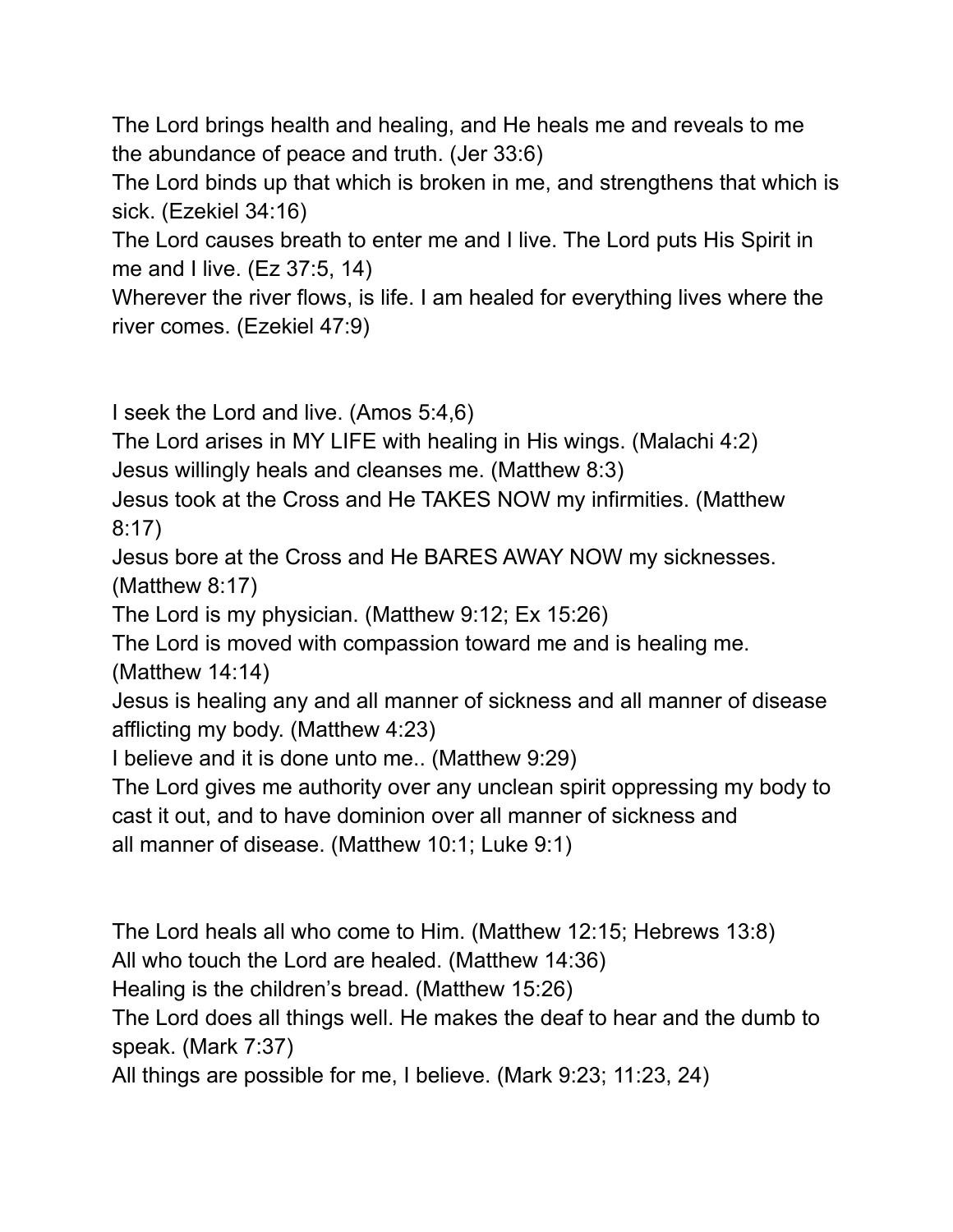The Lord brings health and healing, and He heals me and reveals to me the abundance of peace and truth. (Jer 33:6)
The Lord binds up that which is broken in me, and strengthens that which is sick. (Ezekiel 34:16)
The Lord causes breath to enter me and I live. The Lord puts His Spirit in me and I live. (Ez 37:5, 14)
Wherever the river flows, is life. I am healed for everything lives where the river comes. (Ezekiel 47:9)

I seek the Lord and live. (Amos 5:4,6)
The Lord arises in MY LIFE with healing in His wings. (Malachi 4:2)
Jesus willingly heals and cleanses me. (Matthew 8:3)
Jesus took at the Cross and He TAKES NOW my infirmities. (Matthew 8:17)
Jesus bore at the Cross and He BARES AWAY NOW my sicknesses. (Matthew 8:17)
The Lord is my physician. (Matthew 9:12; Ex 15:26)
The Lord is moved with compassion toward me and is healing me. (Matthew 14:14)
Jesus is healing any and all manner of sickness and all manner of disease afflicting my body. (Matthew 4:23)
I believe and it is done unto me.. (Matthew 9:29)
The Lord gives me authority over any unclean spirit oppressing my body to cast it out, and to have dominion over all manner of sickness and all manner of disease. (Matthew 10:1; Luke 9:1)

The Lord heals all who come to Him. (Matthew 12:15; Hebrews 13:8)
All who touch the Lord are healed. (Matthew 14:36)
Healing is the children's bread. (Matthew 15:26)
The Lord does all things well. He makes the deaf to hear and the dumb to speak. (Mark 7:37)
All things are possible for me, I believe. (Mark 9:23; 11:23, 24)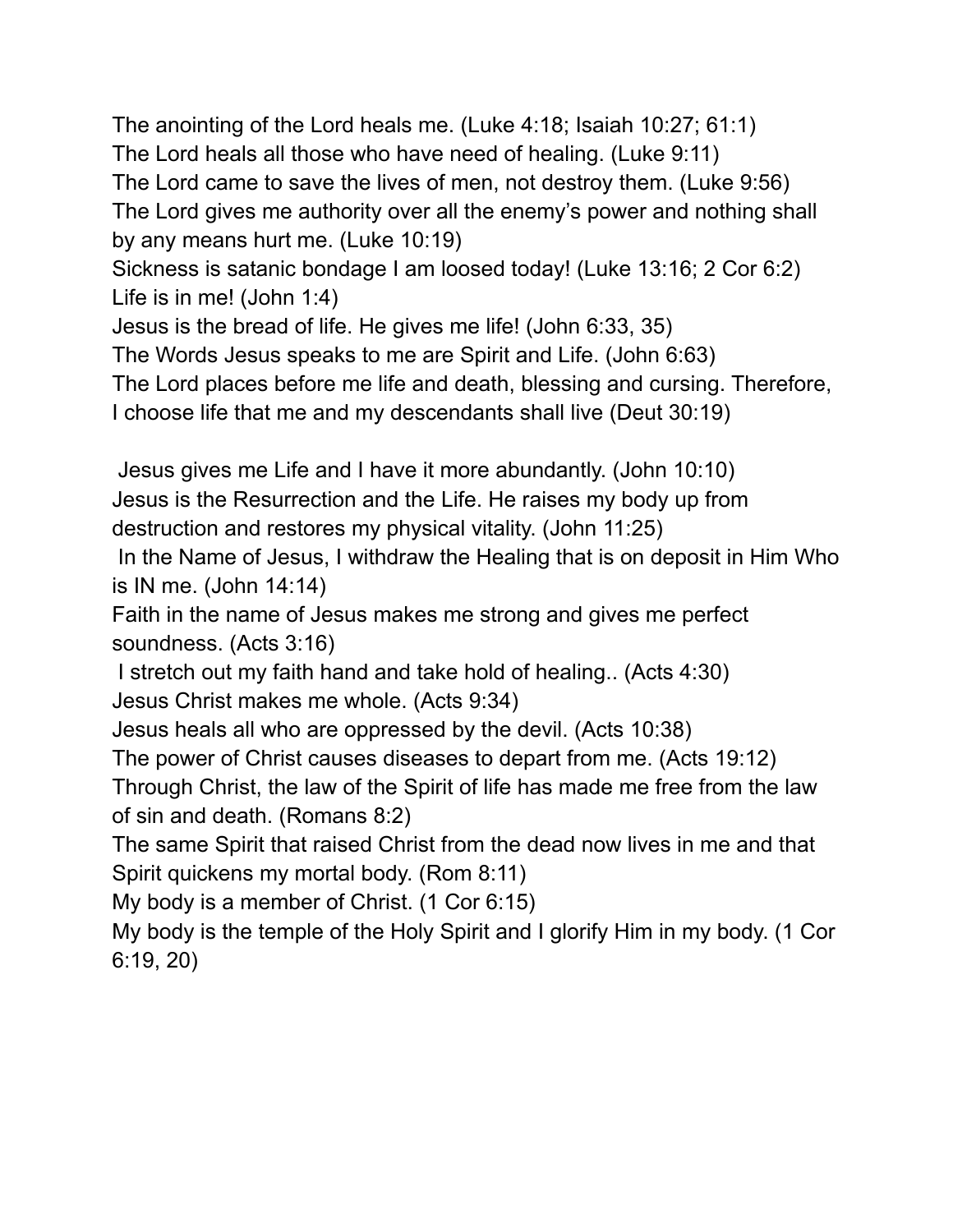The anointing of the Lord heals me. (Luke 4:18; Isaiah 10:27; 61:1)
The Lord heals all those who have need of healing. (Luke 9:11)
The Lord came to save the lives of men, not destroy them. (Luke 9:56)
The Lord gives me authority over all the enemy's power and nothing shall by any means hurt me. (Luke 10:19)
Sickness is satanic bondage I am loosed today! (Luke 13:16; 2 Cor 6:2)
Life is in me! (John 1:4)
Jesus is the bread of life. He gives me life! (John 6:33, 35)
The Words Jesus speaks to me are Spirit and Life. (John 6:63)
The Lord places before me life and death, blessing and cursing. Therefore, I choose life that me and my descendants shall live (Deut 30:19)

Jesus gives me Life and I have it more abundantly. (John 10:10)
Jesus is the Resurrection and the Life. He raises my body up from destruction and restores my physical vitality. (John 11:25)
In the Name of Jesus, I withdraw the Healing that is on deposit in Him Who is IN me. (John 14:14)
Faith in the name of Jesus makes me strong and gives me perfect soundness. (Acts 3:16)
I stretch out my faith hand and take hold of healing.. (Acts 4:30)
Jesus Christ makes me whole. (Acts 9:34)
Jesus heals all who are oppressed by the devil. (Acts 10:38)
The power of Christ causes diseases to depart from me. (Acts 19:12)
Through Christ, the law of the Spirit of life has made me free from the law of sin and death. (Romans 8:2)
The same Spirit that raised Christ from the dead now lives in me and that Spirit quickens my mortal body. (Rom 8:11)
My body is a member of Christ. (1 Cor 6:15)
My body is the temple of the Holy Spirit and I glorify Him in my body. (1 Cor 6:19, 20)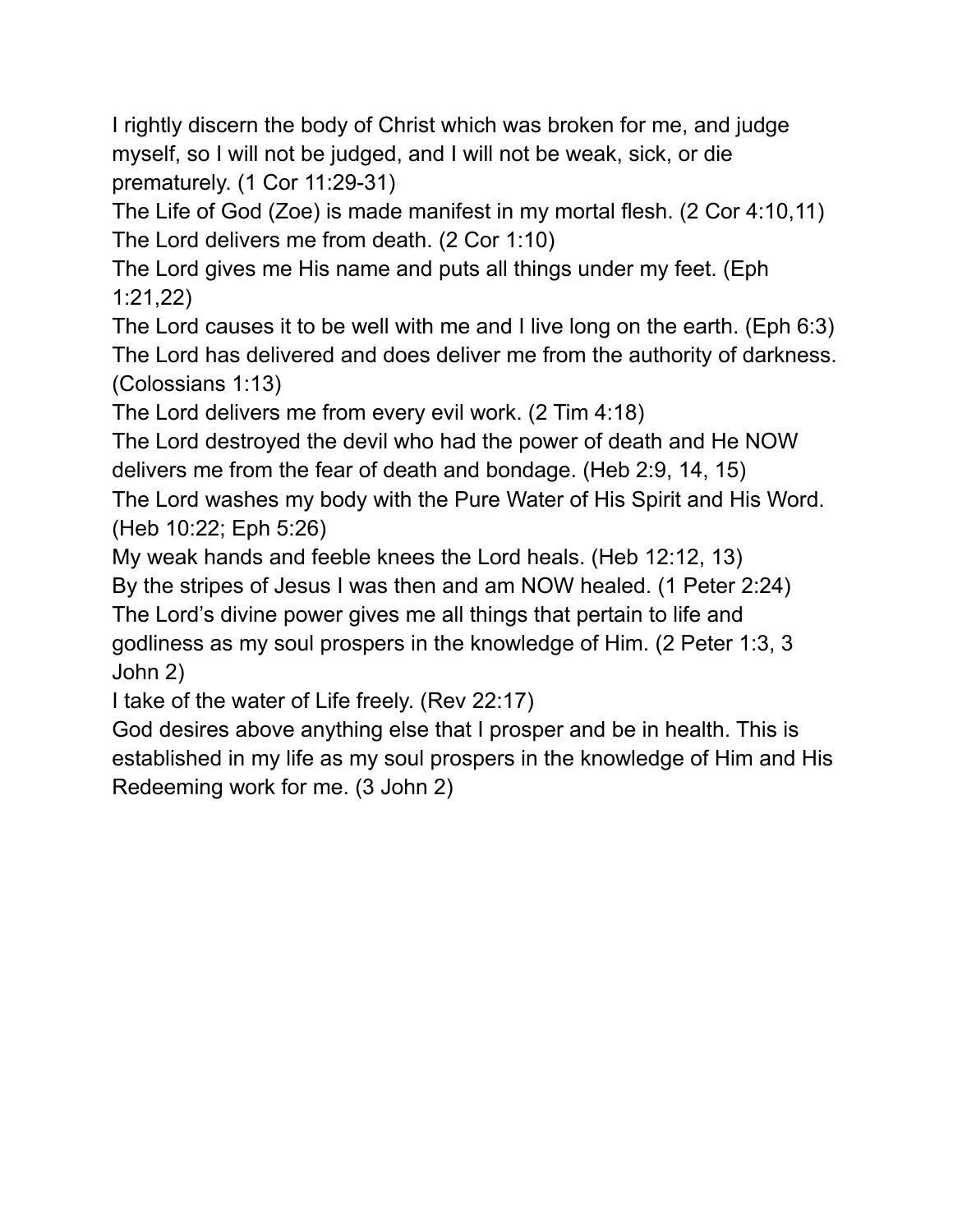I rightly discern the body of Christ which was broken for me, and judge myself, so I will not be judged, and I will not be weak, sick, or die prematurely. (1 Cor 11:29-31)

The Life of God (Zoe) is made manifest in my mortal flesh. (2 Cor 4:10,11)

The Lord delivers me from death. (2 Cor 1:10)

The Lord gives me His name and puts all things under my feet. (Eph 1:21,22)

The Lord causes it to be well with me and I live long on the earth. (Eph 6:3)

The Lord has delivered and does deliver me from the authority of darkness. (Colossians 1:13)

The Lord delivers me from every evil work. (2 Tim 4:18)

The Lord destroyed the devil who had the power of death and He NOW delivers me from the fear of death and bondage. (Heb 2:9, 14, 15)

The Lord washes my body with the Pure Water of His Spirit and His Word. (Heb 10:22; Eph 5:26)

My weak hands and feeble knees the Lord heals. (Heb 12:12, 13)

By the stripes of Jesus I was then and am NOW healed. (1 Peter 2:24)

The Lord's divine power gives me all things that pertain to life and godliness as my soul prospers in the knowledge of Him. (2 Peter 1:3, 3 John 2)

I take of the water of Life freely. (Rev 22:17)

God desires above anything else that I prosper and be in health. This is established in my life as my soul prospers in the knowledge of Him and His Redeeming work for me. (3 John 2)